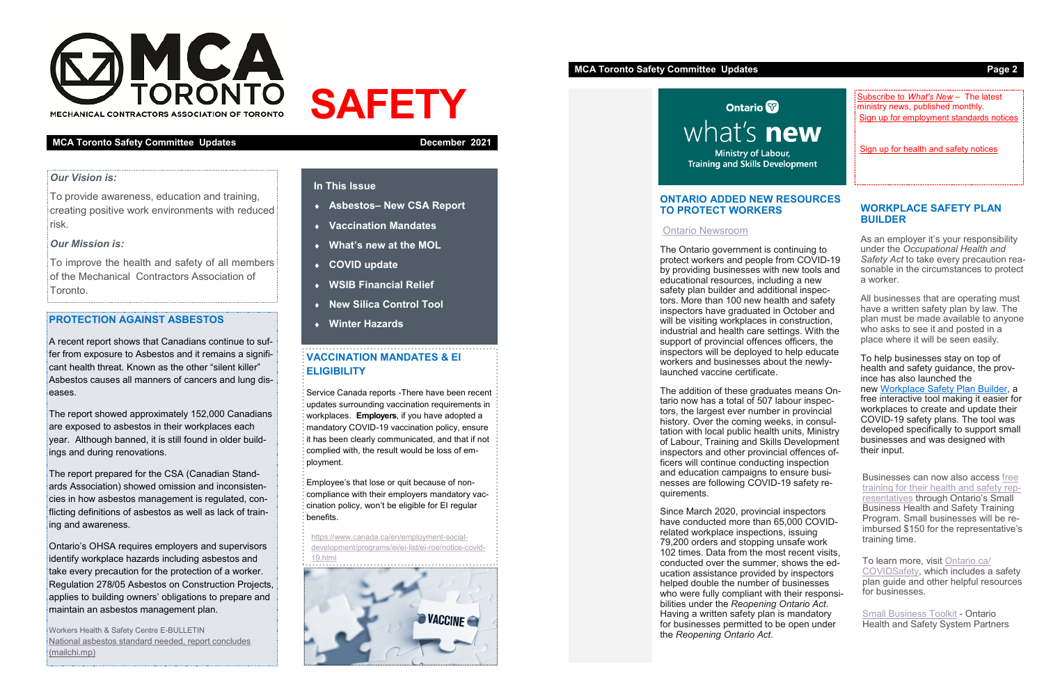# MCA TORONTO

MECHANICAL CONTRACTORS ASSOCIATION OF TORONTO

# SAFETY

**MCA Toronto Safety Committee Updates** **December 2021**

*Our Vision is:*

To provide awareness, education and training, creating positive work environments with reduced risk.

*Our Mission is:*

To improve the health and safety of all members of the Mechanical Contractors Association of Toronto.

## PROTECTION AGAINST ASBESTOS

A recent report shows that Canadians continue to suffer from exposure to Asbestos and it remains a significant health threat. Known as the other "silent killer" Asbestos causes all manners of cancers and lung diseases.

The report showed approximately 152,000 Canadians are exposed to asbestos in their workplaces each year. Although banned, it is still found in older buildings and during renovations.

The report prepared for the CSA (Canadian Standards Association) showed omission and inconsistencies in how asbestos management is regulated, conflicting definitions of asbestos as well as lack of training and awareness.

Ontario's OHSA requires employers and supervisors identify workplace hazards including asbestos and take every precaution for the protection of a worker. Regulation 278/05 Asbestos on Construction Projects, applies to building owners' obligations to prepare and maintain an asbestos management plan.

Workers Health & Safety Centre E-BULLETIN
National asbestos standard needed, report concludes (mailchi.mp)

### In This Issue

- **Asbestos– New CSA Report**
- **Vaccination Mandates**
- **What's new at the MOL**
- **COVID update**
- **WSIB Financial Relief**
- **New Silica Control Tool**
- **Winter Hazards**

## VACCINATION MANDATES & EI ELIGIBILITY

Service Canada reports -There have been recent updates surrounding vaccination requirements in workplaces. **Employers**, if you have adopted a mandatory COVID-19 vaccination policy, ensure it has been clearly communicated, and that if not complied with, the result would be loss of employment.

Employee's that lose or quit because of non-compliance with their employers mandatory vaccination policy, won't be eligible for EI regular benefits.

https://www.canada.ca/en/employment-social-development/programs/ei/ei-list/ei-roe/notice-covid-19.html

Ontario
what's new
Ministry of Labour, Training and Skills Development

Subscribe to *What's New* – The latest ministry news, published monthly.
Sign up for employment standards notices

Sign up for health and safety notices

## ONTARIO ADDED NEW RESOURCES TO PROTECT WORKERS

Ontario Newsroom

The Ontario government is continuing to protect workers and people from COVID-19 by providing businesses with new tools and educational resources, including a new safety plan builder and additional inspectors. More than 100 new health and safety inspectors have graduated in October and will be visiting workplaces in construction, industrial and health care settings. With the support of provincial offences officers, the inspectors will be deployed to help educate workers and businesses about the newly-launched vaccine certificate.

The addition of these graduates means Ontario now has a total of 507 labour inspectors, the largest ever number in provincial history. Over the coming weeks, in consultation with local public health units, Ministry of Labour, Training and Skills Development inspectors and other provincial offences officers will continue conducting inspection and education campaigns to ensure businesses are following COVID-19 safety requirements.

Since March 2020, provincial inspectors have conducted more than 65,000 COVID-related workplace inspections, issuing 79,200 orders and stopping unsafe work 102 times. Data from the most recent visits, conducted over the summer, shows the education assistance provided by inspectors helped double the number of businesses who were fully compliant with their responsibilities under the *Reopening Ontario Act*. Having a written safety plan is mandatory for businesses permitted to be open under the *Reopening Ontario Act*.

## WORKPLACE SAFETY PLAN BUILDER

As an employer it's your responsibility under the *Occupational Health and Safety Act* to take every precaution reasonable in the circumstances to protect a worker.

All businesses that are operating must have a written safety plan by law. The plan must be made available to anyone who asks to see it and posted in a place where it will be seen easily.

To help businesses stay on top of health and safety guidance, the province has also launched the new Workplace Safety Plan Builder, a free interactive tool making it easier for workplaces to create and update their COVID-19 safety plans. The tool was developed specifically to support small businesses and was designed with their input.

Businesses can now also access free training for their health and safety representatives through Ontario's Small Business Health and Safety Training Program. Small businesses will be reimbursed $150 for the representative's training time.

To learn more, visit Ontario.ca/COVIDSafety, which includes a safety plan guide and other helpful resources for businesses.

Small Business Toolkit - Ontario Health and Safety System Partners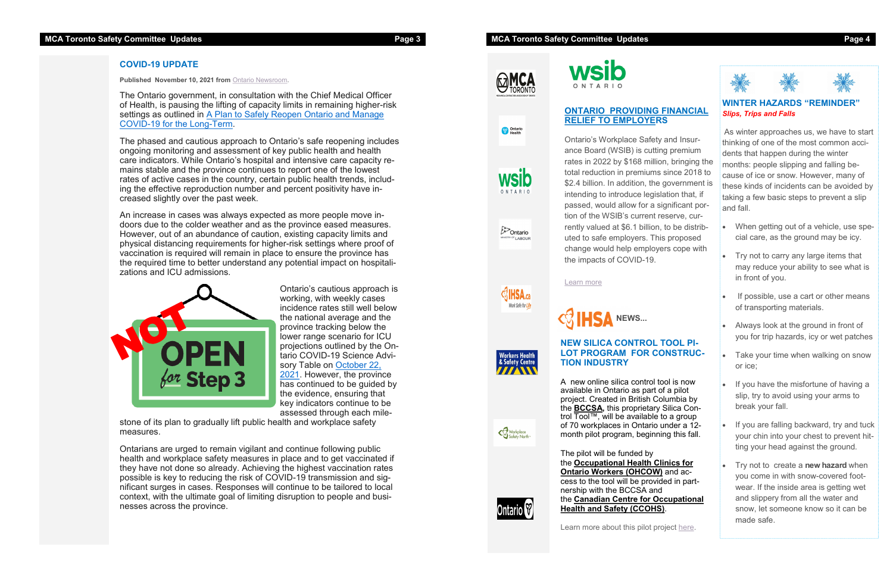## COVID-19 UPDATE

**Published November 10, 2021 from** Ontario Newsroom.

The Ontario government, in consultation with the Chief Medical Officer of Health, is pausing the lifting of capacity limits in remaining higher-risk settings as outlined in A Plan to Safely Reopen Ontario and Manage COVID-19 for the Long-Term.

The phased and cautious approach to Ontario's safe reopening includes ongoing monitoring and assessment of key public health and health care indicators. While Ontario's hospital and intensive care capacity remains stable and the province continues to report one of the lowest rates of active cases in the country, certain public health trends, including the effective reproduction number and percent positivity have increased slightly over the past week.

An increase in cases was always expected as more people move indoors due to the colder weather and as the province eased measures. However, out of an abundance of caution, existing capacity limits and physical distancing requirements for higher-risk settings where proof of vaccination is required will remain in place to ensure the province has the required time to better understand any potential impact on hospitalizations and ICU admissions.

Ontario's cautious approach is working, with weekly cases incidence rates still well below the national average and the province tracking below the lower range scenario for ICU projections outlined by the Ontario COVID-19 Science Advisory Table on October 22, 2021. However, the province has continued to be guided by the evidence, ensuring that key indicators continue to be assessed through each milestone of its plan to gradually lift public health and workplace safety measures.

Ontarians are urged to remain vigilant and continue following public health and workplace safety measures in place and to get vaccinated if they have not done so already. Achieving the highest vaccination rates possible is key to reducing the risk of COVID-19 transmission and significant surges in cases. Responses will continue to be tailored to local context, with the ultimate goal of limiting disruption to people and businesses across the province.

## ONTARIO PROVIDING FINANCIAL RELIEF TO EMPLOYERS

Ontario's Workplace Safety and Insurance Board (WSIB) is cutting premium rates in 2022 by $168 million, bringing the total reduction in premiums since 2018 to $2.4 billion. In addition, the government is intending to introduce legislation that, if passed, would allow for a significant portion of the WSIB's current reserve, currently valued at $6.1 billion, to be distributed to safe employers. This proposed change would help employers cope with the impacts of COVID-19.

Learn more

## IHSA NEWS...

### NEW SILICA CONTROL TOOL PILOT PROGRAM FOR CONSTRUCTION INDUSTRY

A new online silica control tool is now available in Ontario as part of a pilot project. Created in British Columbia by the **BCCSA**, this proprietary Silica Control Tool™, will be available to a group of 70 workplaces in Ontario under a 12-month pilot program, beginning this fall.

The pilot will be funded by the **Occupational Health Clinics for Ontario Workers (OHCOW)** and access to the tool will be provided in partnership with the BCCSA and the **Canadian Centre for Occupational Health and Safety (CCOHS)**.

Learn more about this pilot project here.

## WINTER HAZARDS "REMINDER"

***Slips, Trips and Falls***

As winter approaches us, we have to start thinking of one of the most common accidents that happen during the winter months: people slipping and falling because of ice or snow. However, many of these kinds of incidents can be avoided by taking a few basic steps to prevent a slip and fall.

- When getting out of a vehicle, use special care, as the ground may be icy.
- Try not to carry any large items that may reduce your ability to see what is in front of you.
- If possible, use a cart or other means of transporting materials.
- Always look at the ground in front of you for trip hazards, icy or wet patches
- Take your time when walking on snow or ice;
- If you have the misfortune of having a slip, try to avoid using your arms to break your fall.
- If you are falling backward, try and tuck your chin into your chest to prevent hitting your head against the ground.
- Try not to create a **new hazard** when you come in with snow-covered footwear. If the inside area is getting wet and slippery from all the water and snow, let someone know so it can be made safe.